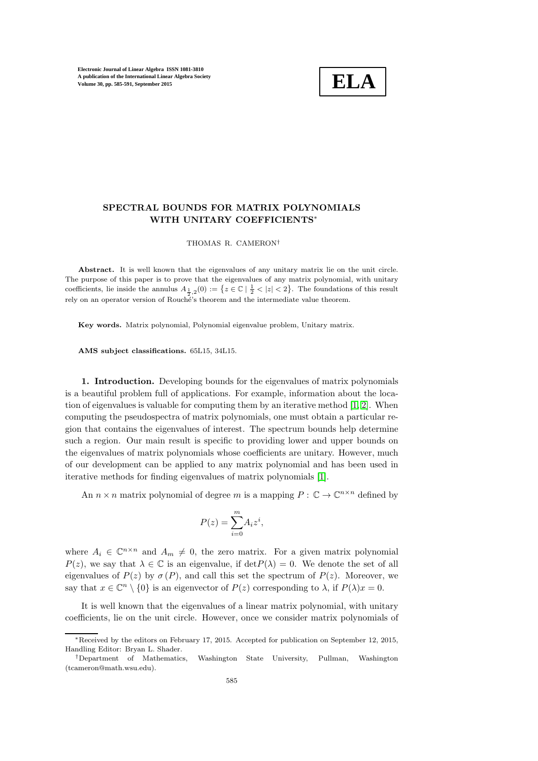# SPECTRAL BOUNDS FOR MATRIX POLYNOMIALS WITH UNITARY COEFFICIENTS*

THOMAS R. CAMERON†

**Abstract.** It is well known that the eigenvalues of any unitary matrix lie on the unit circle. The purpose of this paper is to prove that the eigenvalues of any matrix polynomial, with unitary coefficients, lie inside the annulus $A_{\frac{1}{2},2}(0) := \left\{z \in \mathbb{C} \mid \frac{1}{2} < |z| < 2\right\}$. The foundations of this result rely on an operator version of Rouché's theorem and the intermediate value theorem.

**Key words.** Matrix polynomial, Polynomial eigenvalue problem, Unitary matrix.

**AMS subject classifications.** 65L15, 34L15.

**1. Introduction.** Developing bounds for the eigenvalues of matrix polynomials is a beautiful problem full of applications. For example, information about the location of eigenvalues is valuable for computing them by an iterative method [1, 2]. When computing the pseudospectra of matrix polynomials, one must obtain a particular region that contains the eigenvalues of interest. The spectrum bounds help determine such a region. Our main result is specific to providing lower and upper bounds on the eigenvalues of matrix polynomials whose coefficients are unitary. However, much of our development can be applied to any matrix polynomial and has been used in iterative methods for finding eigenvalues of matrix polynomials [1].

An $n \times n$ matrix polynomial of degree $m$ is a mapping $P : \mathbb{C} \to \mathbb{C}^{n\times n}$ defined by

$$P(z) = \sum_{i=0}^{m} A_i z^i,$$

where $A_i \in \mathbb{C}^{n\times n}$ and $A_m \neq 0$, the zero matrix. For a given matrix polynomial $P(z)$, we say that $\lambda \in \mathbb{C}$ is an eigenvalue, if $\det P(\lambda) = 0$. We denote the set of all eigenvalues of $P(z)$ by $\sigma(P)$, and call this set the spectrum of $P(z)$. Moreover, we say that $x \in \mathbb{C}^n \setminus \{0\}$ is an eigenvector of $P(z)$ corresponding to $\lambda$, if $P(\lambda)x = 0$.

It is well known that the eigenvalues of a linear matrix polynomial, with unitary coefficients, lie on the unit circle. However, once we consider matrix polynomials of

---

*Received by the editors on February 17, 2015. Accepted for publication on September 12, 2015, Handling Editor: Bryan L. Shader.

†Department of Mathematics, Washington State University, Pullman, Washington (tcameron@math.wsu.edu).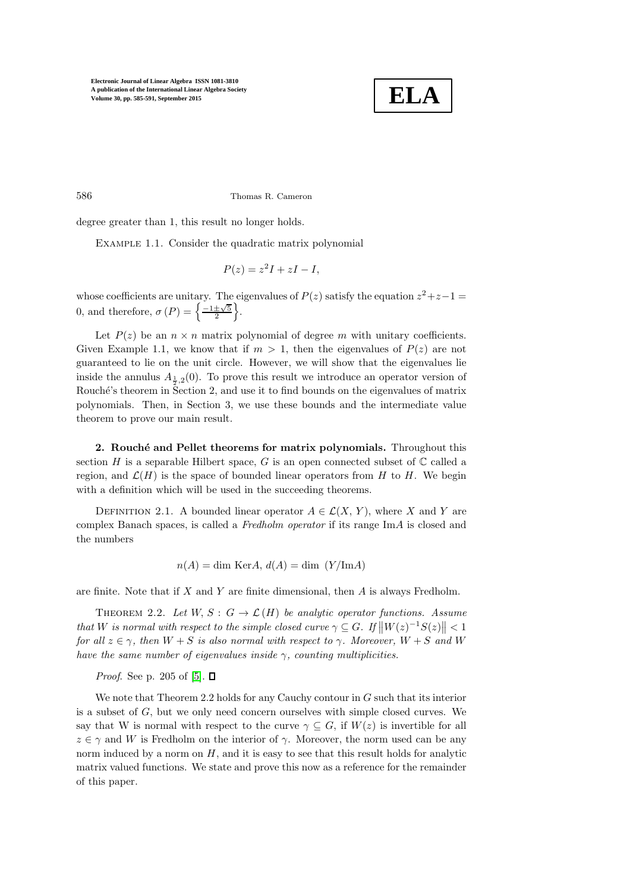degree greater than 1, this result no longer holds.

Example 1.1. Consider the quadratic matrix polynomial

$$P(z) = z^2 I + zI - I,$$

whose coefficients are unitary. The eigenvalues of $P(z)$ satisfy the equation $z^2+z-1 = 0$, and therefore, $\sigma(P) = \left\{\frac{-1\pm\sqrt{5}}{2}\right\}$.

Let $P(z)$ be an $n \times n$ matrix polynomial of degree $m$ with unitary coefficients. Given Example 1.1, we know that if $m > 1$, then the eigenvalues of $P(z)$ are not guaranteed to lie on the unit circle. However, we will show that the eigenvalues lie inside the annulus $A_{\frac{1}{2},2}(0)$. To prove this result we introduce an operator version of Rouché's theorem in Section 2, and use it to find bounds on the eigenvalues of matrix polynomials. Then, in Section 3, we use these bounds and the intermediate value theorem to prove our main result.

**2. Rouché and Pellet theorems for matrix polynomials.** Throughout this section $H$ is a separable Hilbert space, $G$ is an open connected subset of $\mathbb{C}$ called a region, and $\mathcal{L}(H)$ is the space of bounded linear operators from $H$ to $H$. We begin with a definition which will be used in the succeeding theorems.

Definition 2.1. A bounded linear operator $A \in \mathcal{L}(X, Y)$, where $X$ and $Y$ are complex Banach spaces, is called a *Fredholm operator* if its range $\mathrm{Im}A$ is closed and the numbers

$$n(A) = \dim \mathrm{Ker}A,\ d(A) = \dim\ (Y/\mathrm{Im}A)$$

are finite. Note that if $X$ and $Y$ are finite dimensional, then $A$ is always Fredholm.

Theorem 2.2. *Let $W, S : G \to \mathcal{L}(H)$ be analytic operator functions. Assume that $W$ is normal with respect to the simple closed curve $\gamma \subseteq G$. If $\|W(z)^{-1}S(z)\| < 1$ for all $z \in \gamma$, then $W + S$ is also normal with respect to $\gamma$. Moreover, $W + S$ and $W$ have the same number of eigenvalues inside $\gamma$, counting multiplicities.*

*Proof.* See p. 205 of [5]. □

We note that Theorem 2.2 holds for any Cauchy contour in $G$ such that its interior is a subset of $G$, but we only need concern ourselves with simple closed curves. We say that W is normal with respect to the curve $\gamma \subseteq G$, if $W(z)$ is invertible for all $z \in \gamma$ and $W$ is Fredholm on the interior of $\gamma$. Moreover, the norm used can be any norm induced by a norm on $H$, and it is easy to see that this result holds for analytic matrix valued functions. We state and prove this now as a reference for the remainder of this paper.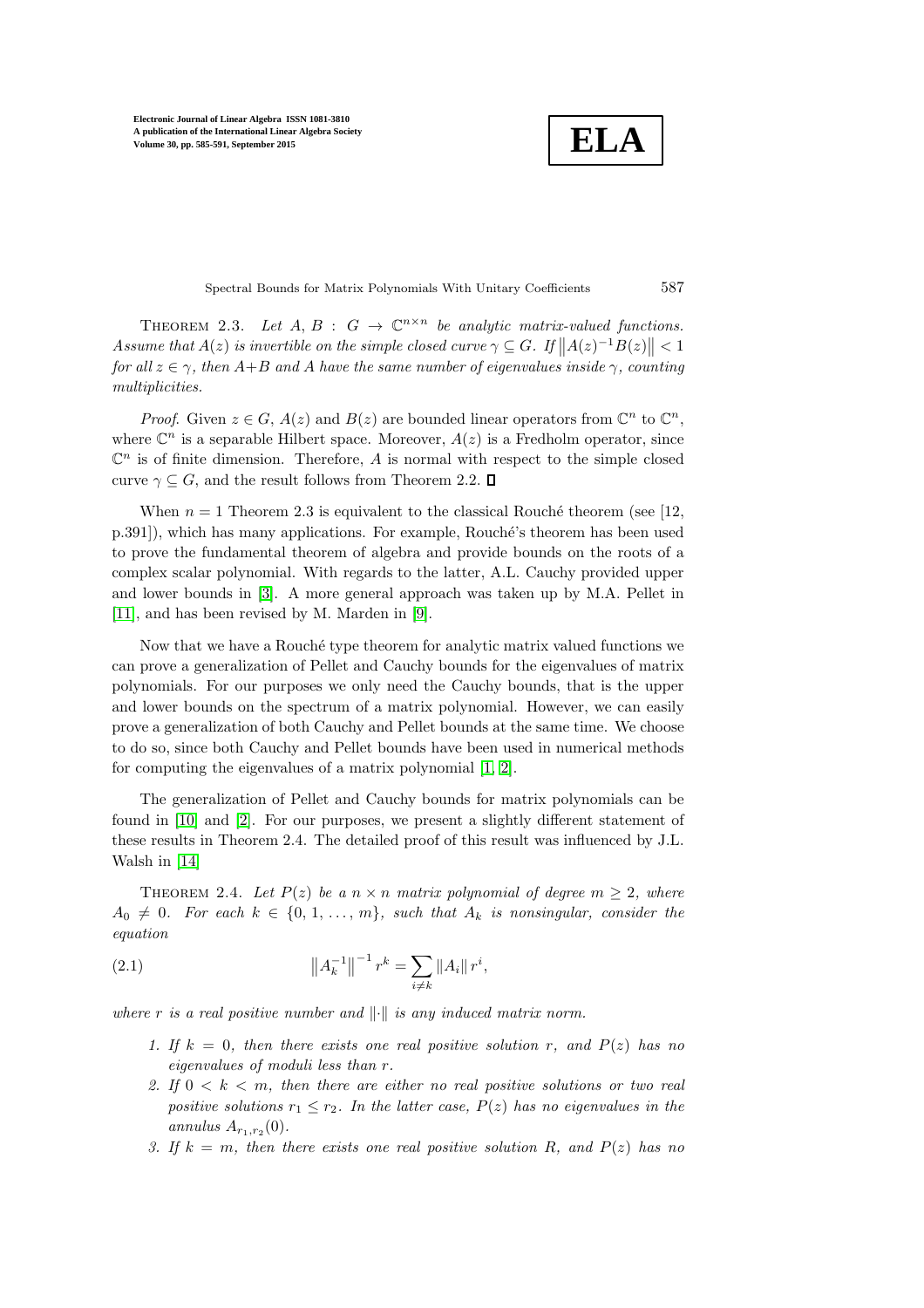THEOREM 2.3. *Let $A$, $B$ : $G \to \mathbb{C}^{n\times n}$ be analytic matrix-valued functions. Assume that $A(z)$ is invertible on the simple closed curve $\gamma \subseteq G$. If $\left\|A(z)^{-1}B(z)\right\| < 1$ for all $z \in \gamma$, then $A+B$ and $A$ have the same number of eigenvalues inside $\gamma$, counting multiplicities.*

*Proof*. Given $z \in G$, $A(z)$ and $B(z)$ are bounded linear operators from $\mathbb{C}^n$ to $\mathbb{C}^n$, where $\mathbb{C}^n$ is a separable Hilbert space. Moreover, $A(z)$ is a Fredholm operator, since $\mathbb{C}^n$ is of finite dimension. Therefore, $A$ is normal with respect to the simple closed curve $\gamma \subseteq G$, and the result follows from Theorem 2.2. ∎

When $n = 1$ Theorem 2.3 is equivalent to the classical Rouché theorem (see [12, p.391]), which has many applications. For example, Rouché's theorem has been used to prove the fundamental theorem of algebra and provide bounds on the roots of a complex scalar polynomial. With regards to the latter, A.L. Cauchy provided upper and lower bounds in [3]. A more general approach was taken up by M.A. Pellet in [11], and has been revised by M. Marden in [9].

Now that we have a Rouché type theorem for analytic matrix valued functions we can prove a generalization of Pellet and Cauchy bounds for the eigenvalues of matrix polynomials. For our purposes we only need the Cauchy bounds, that is the upper and lower bounds on the spectrum of a matrix polynomial. However, we can easily prove a generalization of both Cauchy and Pellet bounds at the same time. We choose to do so, since both Cauchy and Pellet bounds have been used in numerical methods for computing the eigenvalues of a matrix polynomial [1, 2].

The generalization of Pellet and Cauchy bounds for matrix polynomials can be found in [10] and [2]. For our purposes, we present a slightly different statement of these results in Theorem 2.4. The detailed proof of this result was influenced by J.L. Walsh in [14]

THEOREM 2.4. *Let $P(z)$ be a $n \times n$ matrix polynomial of degree $m \geq 2$, where $A_0 \neq 0$. For each $k \in \{0, 1, \ldots, m\}$, such that $A_k$ is nonsingular, consider the equation*

$$\left\|A_k^{-1}\right\|^{-1} r^k = \sum_{i\neq k} \|A_i\| \, r^i, \tag{2.1}$$

*where $r$ is a real positive number and $\|\cdot\|$ is any induced matrix norm.*

1. *If $k = 0$, then there exists one real positive solution $r$, and $P(z)$ has no eigenvalues of moduli less than $r$.*
2. *If $0 < k < m$, then there are either no real positive solutions or two real positive solutions $r_1 \leq r_2$. In the latter case, $P(z)$ has no eigenvalues in the annulus $A_{r_1,r_2}(0)$.*
3. *If $k = m$, then there exists one real positive solution $R$, and $P(z)$ has no*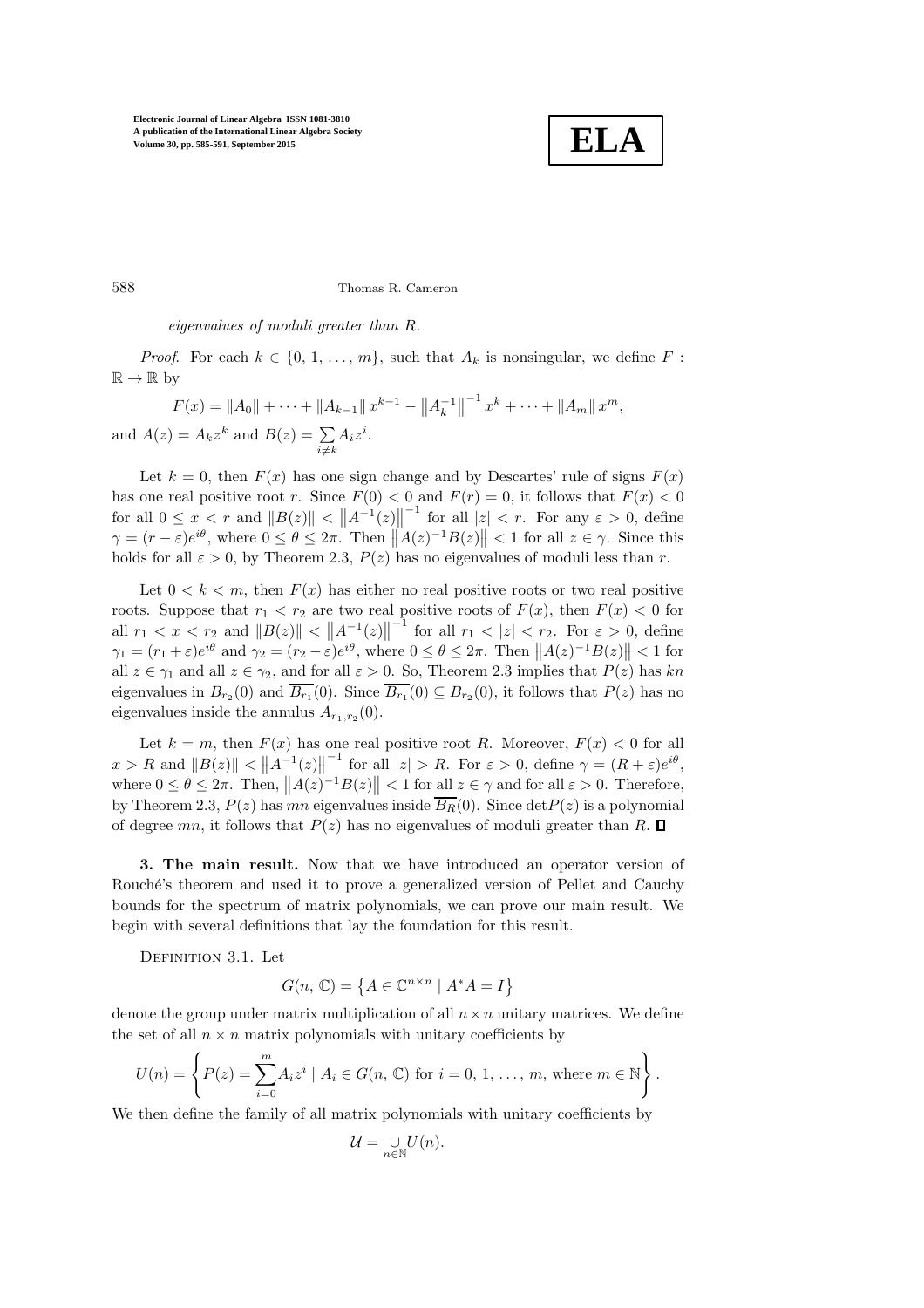*eigenvalues of moduli greater than R.*

*Proof.* For each $k \in \{0, 1, \ldots, m\}$, such that $A_k$ is nonsingular, we define $F : \mathbb{R} \to \mathbb{R}$ by

$$F(x) = \|A_0\| + \cdots + \|A_{k-1}\| x^{k-1} - \left\|A_k^{-1}\right\|^{-1} x^k + \cdots + \|A_m\| x^m,$$

and $A(z) = A_k z^k$ and $B(z) = \sum_{i \neq k} A_i z^i$.

Let $k = 0$, then $F(x)$ has one sign change and by Descartes' rule of signs $F(x)$ has one real positive root $r$. Since $F(0) < 0$ and $F(r) = 0$, it follows that $F(x) < 0$ for all $0 \leq x < r$ and $\|B(z)\| < \left\|A^{-1}(z)\right\|^{-1}$ for all $|z| < r$. For any $\varepsilon > 0$, define $\gamma = (r - \varepsilon)e^{i\theta}$, where $0 \leq \theta \leq 2\pi$. Then $\left\|A(z)^{-1}B(z)\right\| < 1$ for all $z \in \gamma$. Since this holds for all $\varepsilon > 0$, by Theorem 2.3, $P(z)$ has no eigenvalues of moduli less than $r$.

Let $0 < k < m$, then $F(x)$ has either no real positive roots or two real positive roots. Suppose that $r_1 < r_2$ are two real positive roots of $F(x)$, then $F(x) < 0$ for all $r_1 < x < r_2$ and $\|B(z)\| < \left\|A^{-1}(z)\right\|^{-1}$ for all $r_1 < |z| < r_2$. For $\varepsilon > 0$, define $\gamma_1 = (r_1 + \varepsilon)e^{i\theta}$ and $\gamma_2 = (r_2 - \varepsilon)e^{i\theta}$, where $0 \leq \theta \leq 2\pi$. Then $\left\|A(z)^{-1}B(z)\right\| < 1$ for all $z \in \gamma_1$ and all $z \in \gamma_2$, and for all $\varepsilon > 0$. So, Theorem 2.3 implies that $P(z)$ has $kn$ eigenvalues in $B_{r_2}(0)$ and $\overline{B_{r_1}}(0)$. Since $\overline{B_{r_1}}(0) \subseteq B_{r_2}(0)$, it follows that $P(z)$ has no eigenvalues inside the annulus $A_{r_1, r_2}(0)$.

Let $k = m$, then $F(x)$ has one real positive root $R$. Moreover, $F(x) < 0$ for all $x > R$ and $\|B(z)\| < \left\|A^{-1}(z)\right\|^{-1}$ for all $|z| > R$. For $\varepsilon > 0$, define $\gamma = (R + \varepsilon)e^{i\theta}$, where $0 \leq \theta \leq 2\pi$. Then, $\left\|A(z)^{-1}B(z)\right\| < 1$ for all $z \in \gamma$ and for all $\varepsilon > 0$. Therefore, by Theorem 2.3, $P(z)$ has $mn$ eigenvalues inside $\overline{B_R}(0)$. Since $\det P(z)$ is a polynomial of degree $mn$, it follows that $P(z)$ has no eigenvalues of moduli greater than $R$. ∎

## 3. The main result.

Now that we have introduced an operator version of Rouché's theorem and used it to prove a generalized version of Pellet and Cauchy bounds for the spectrum of matrix polynomials, we can prove our main result. We begin with several definitions that lay the foundation for this result.

Definition 3.1. Let

$$G(n, \mathbb{C}) = \left\{A \in \mathbb{C}^{n \times n} \mid A^* A = I\right\}$$

denote the group under matrix multiplication of all $n \times n$ unitary matrices. We define the set of all $n \times n$ matrix polynomials with unitary coefficients by

$$U(n) = \left\{ P(z) = \sum_{i=0}^{m} A_i z^i \mid A_i \in G(n, \mathbb{C}) \text{ for } i = 0, 1, \ldots, m, \text{ where } m \in \mathbb{N} \right\}.$$

We then define the family of all matrix polynomials with unitary coefficients by

$$\mathcal{U} = \bigcup_{n \in \mathbb{N}} U(n).$$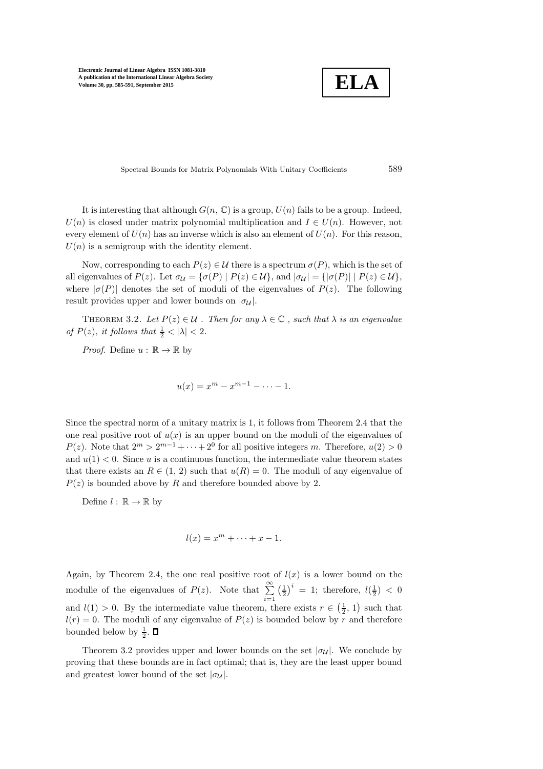It is interesting that although $G(n, \mathbb{C})$ is a group, $U(n)$ fails to be a group. Indeed, $U(n)$ is closed under matrix polynomial multiplication and $I \in U(n)$. However, not every element of $U(n)$ has an inverse which is also an element of $U(n)$. For this reason, $U(n)$ is a semigroup with the identity element.

Now, corresponding to each $P(z) \in \mathcal{U}$ there is a spectrum $\sigma(P)$, which is the set of all eigenvalues of $P(z)$. Let $\sigma_{\mathcal{U}} = \{\sigma(P) \mid P(z) \in \mathcal{U}\}$, and $|\sigma_{\mathcal{U}}| = \{|\sigma(P)| \mid P(z) \in \mathcal{U}\}$, where $|\sigma(P)|$ denotes the set of moduli of the eigenvalues of $P(z)$. The following result provides upper and lower bounds on $|\sigma_{\mathcal{U}}|$.

Theorem 3.2. *Let $P(z) \in \mathcal{U}$ . Then for any $\lambda \in \mathbb{C}$ , such that $\lambda$ is an eigenvalue of $P(z)$, it follows that $\frac{1}{2} < |\lambda| < 2$.*

*Proof*. Define $u : \mathbb{R} \to \mathbb{R}$ by

$$u(x) = x^m - x^{m-1} - \cdots - 1.$$

Since the spectral norm of a unitary matrix is 1, it follows from Theorem 2.4 that the one real positive root of $u(x)$ is an upper bound on the moduli of the eigenvalues of $P(z)$. Note that $2^m > 2^{m-1} + \cdots + 2^0$ for all positive integers $m$. Therefore, $u(2) > 0$ and $u(1) < 0$. Since $u$ is a continuous function, the intermediate value theorem states that there exists an $R \in (1, 2)$ such that $u(R) = 0$. The moduli of any eigenvalue of $P(z)$ is bounded above by $R$ and therefore bounded above by 2.

Define $l : \mathbb{R} \to \mathbb{R}$ by

$$l(x) = x^m + \cdots + x - 1.$$

Again, by Theorem 2.4, the one real positive root of $l(x)$ is a lower bound on the modulie of the eigenvalues of $P(z)$. Note that $\sum_{i=1}^{\infty} \left(\frac{1}{2}\right)^i = 1$; therefore, $l(\frac{1}{2}) < 0$ and $l(1) > 0$. By the intermediate value theorem, there exists $r \in \left(\frac{1}{2}, 1\right)$ such that $l(r) = 0$. The moduli of any eigenvalue of $P(z)$ is bounded below by $r$ and therefore bounded below by $\frac{1}{2}$. ∎

Theorem 3.2 provides upper and lower bounds on the set $|\sigma_{\mathcal{U}}|$. We conclude by proving that these bounds are in fact optimal; that is, they are the least upper bound and greatest lower bound of the set $|\sigma_{\mathcal{U}}|$.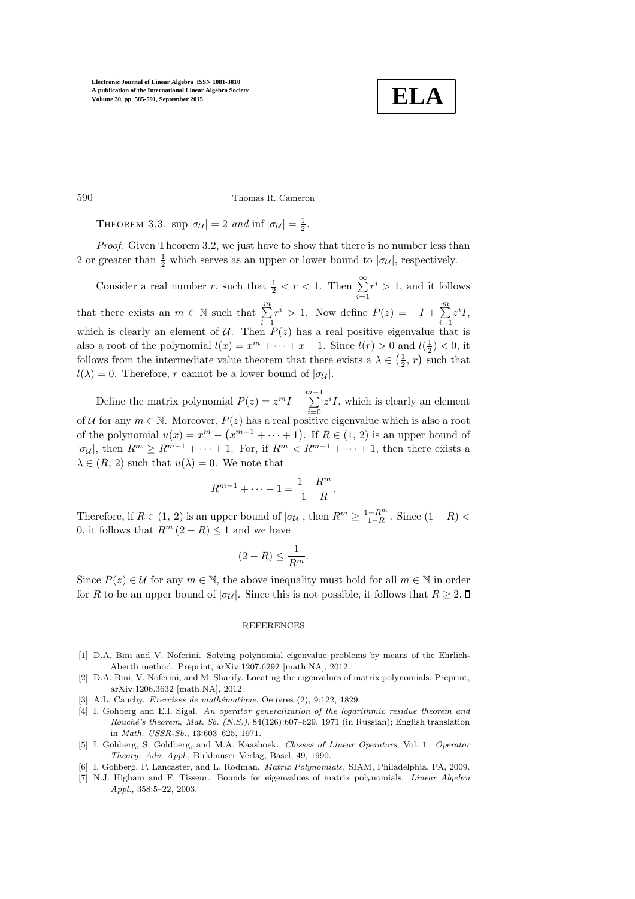THEOREM 3.3. *$\sup |\sigma_{\mathcal{U}}| = 2$ and $\inf |\sigma_{\mathcal{U}}| = \frac{1}{2}$.*

*Proof*. Given Theorem 3.2, we just have to show that there is no number less than 2 or greater than $\frac{1}{2}$ which serves as an upper or lower bound to $|\sigma_{\mathcal{U}}|$, respectively.

Consider a real number $r$, such that $\frac{1}{2} < r < 1$. Then $\sum_{i=1}^{\infty} r^i > 1$, and it follows that there exists an $m \in \mathbb{N}$ such that $\sum_{i=1}^{m} r^i > 1$. Now define $P(z) = -I + \sum_{i=1}^{m} z^i I$, which is clearly an element of $\mathcal{U}$. Then $P(z)$ has a real positive eigenvalue that is also a root of the polynomial $l(x) = x^m + \cdots + x - 1$. Since $l(r) > 0$ and $l(\frac{1}{2}) < 0$, it follows from the intermediate value theorem that there exists a $\lambda \in \left(\frac{1}{2}, r\right)$ such that $l(\lambda) = 0$. Therefore, $r$ cannot be a lower bound of $|\sigma_{\mathcal{U}}|$.

Define the matrix polynomial $P(z) = z^m I - \sum_{i=0}^{m-1} z^i I$, which is clearly an element of $\mathcal{U}$ for any $m \in \mathbb{N}$. Moreover, $P(z)$ has a real positive eigenvalue which is also a root of the polynomial $u(x) = x^m - \left(x^{m-1} + \cdots + 1\right)$. If $R \in (1, 2)$ is an upper bound of $|\sigma_{\mathcal{U}}|$, then $R^m \geq R^{m-1} + \cdots + 1$. For, if $R^m < R^{m-1} + \cdots + 1$, then there exists a $\lambda \in (R, 2)$ such that $u(\lambda) = 0$. We note that

$$R^{m-1} + \cdots + 1 = \frac{1 - R^m}{1 - R}.$$

Therefore, if $R \in (1, 2)$ is an upper bound of $|\sigma_{\mathcal{U}}|$, then $R^m \geq \frac{1-R^m}{1-R}$. Since $(1 - R) < 0$, it follows that $R^m (2 - R) \leq 1$ and we have

$$(2 - R) \leq \frac{1}{R^m}.$$

Since $P(z) \in \mathcal{U}$ for any $m \in \mathbb{N}$, the above inequality must hold for all $m \in \mathbb{N}$ in order for $R$ to be an upper bound of $|\sigma_{\mathcal{U}}|$. Since this is not possible, it follows that $R \geq 2$. ∎

## REFERENCES

[1] D.A. Bini and V. Noferini. Solving polynomial eigenvalue problems by means of the Ehrlich-Aberth method. Preprint, arXiv:1207.6292 [math.NA], 2012.

[2] D.A. Bini, V. Noferini, and M. Sharify. Locating the eigenvalues of matrix polynomials. Preprint, arXiv:1206.3632 [math.NA], 2012.

[3] A.L. Cauchy. *Exercises de mathématique*. Oeuvres (2), 9:122, 1829.

[4] I. Gohberg and E.I. Sigal. *An operator generalization of the logarithmic residue theorem and Rouché's theorem*. *Mat. Sb. (N.S.)*, 84(126):607–629, 1971 (in Russian); English translation in *Math. USSR-Sb.*, 13:603–625, 1971.

[5] I. Gohberg, S. Goldberg, and M.A. Kaashoek. *Classes of Linear Operators*, Vol. 1. *Operator Theory: Adv. Appl.*, Birkhauser Verlag, Basel, 49, 1990.

[6] I. Gohberg, P. Lancaster, and L. Rodman. *Matrix Polynomials*. SIAM, Philadelphia, PA, 2009.

[7] N.J. Higham and F. Tisseur. Bounds for eigenvalues of matrix polynomials. *Linear Algebra Appl.*, 358:5–22, 2003.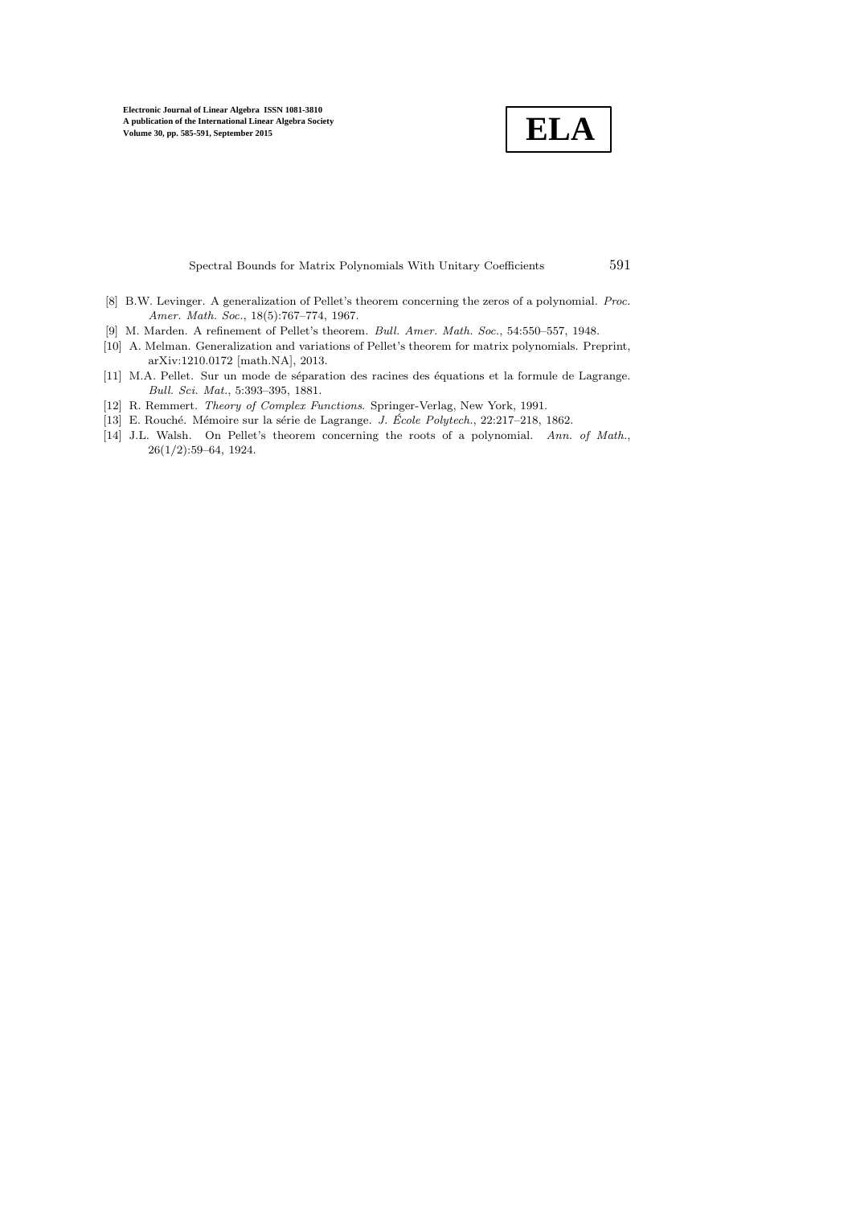[8] B.W. Levinger. A generalization of Pellet's theorem concerning the zeros of a polynomial. *Proc. Amer. Math. Soc.*, 18(5):767–774, 1967.

[9] M. Marden. A refinement of Pellet's theorem. *Bull. Amer. Math. Soc.*, 54:550–557, 1948.

[10] A. Melman. Generalization and variations of Pellet's theorem for matrix polynomials. Preprint, arXiv:1210.0172 [math.NA], 2013.

[11] M.A. Pellet. Sur un mode de séparation des racines des équations et la formule de Lagrange. *Bull. Sci. Mat.*, 5:393–395, 1881.

[12] R. Remmert. *Theory of Complex Functions*. Springer-Verlag, New York, 1991.

[13] E. Rouché. Mémoire sur la série de Lagrange. *J. École Polytech.*, 22:217–218, 1862.

[14] J.L. Walsh. On Pellet's theorem concerning the roots of a polynomial. *Ann. of Math.*, 26(1/2):59–64, 1924.